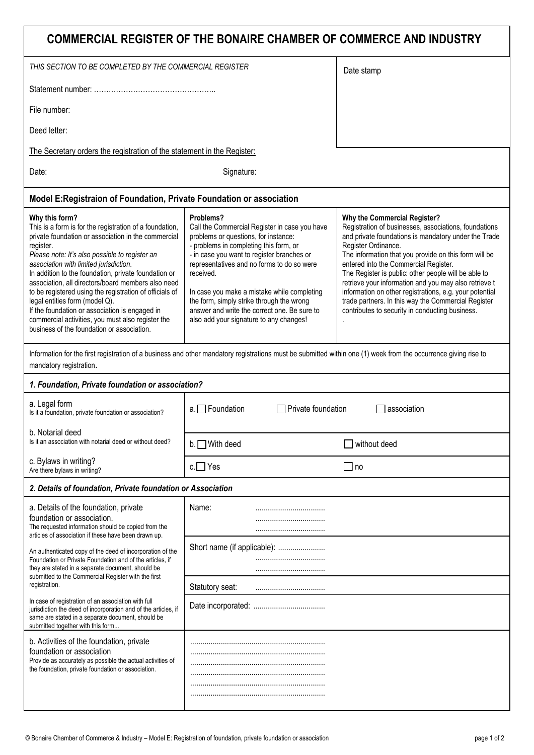# COMMERCIAL REGISTER OF THE BONAIRE CHAMBER OF COMMERCE AND INDUSTRY

*THIS SECTION TO BE COMPLETED BY THE COMMERCIAL REGISTER*

Date stamp

Statement number: …………………………………………..

File number:

Deed letter:

The Secretary orders the registration of the statement in the Register:

Date: Signature:

## Model E:Registraion of Foundation, Private Foundation or association

**Why this form?**
This is a form is for the registration of a foundation, private foundation or association in the commercial register.
*Please note: It's also possible to register an association with limited jurisdiction.*
In addition to the foundation, private foundation or association, all directors/board members also need to be registered using the registration of officials of legal entities form (model Q).
If the foundation or association is engaged in commercial activities, you must also register the business of the foundation or association.

**Problems?**
Call the Commercial Register in case you have problems or questions, for instance:
- problems in completing this form, or
- in case you want to register branches or representatives and no forms to do so were received.

In case you make a mistake while completing the form, simply strike through the wrong answer and write the correct one. Be sure to also add your signature to any changes!

**Why the Commercial Register?**
Registration of businesses, associations, foundations and private foundations is mandatory under the Trade Register Ordinance.
The information that you provide on this form will be entered into the Commercial Register.
The Register is public: other people will be able to retrieve your information and you may also retrieve t information on other registrations, e.g. your potential trade partners. In this way the Commercial Register contributes to security in conducting business.

Information for the first registration of a business and other mandatory registrations must be submitted within one (1) week from the occurrence giving rise to mandatory registration.

### *1. Foundation, Private foundation or association?*

| | | |
|---|---|---|
| a. Legal form<br>Is it a foundation, private foundation or association? | a. ☐ Foundation ☐ Private foundation | ☐ association |
| b. Notarial deed<br>Is it an association with notarial deed or without deed? | b. ☐ With deed | ☐ without deed |
| c. Bylaws in writing?<br>Are there bylaws in writing? | c. ☐ Yes | ☐ no |

### *2. Details of foundation, Private foundation or Association*

| | |
|---|---|
| a. Details of the foundation, private foundation or association.<br>The requested information should be copied from the articles of association if these have been drawn up.<br><br>An authenticated copy of the deed of incorporation of the Foundation or Private Foundation and of the articles, if they are stated in a separate document, should be submitted to the Commercial Register with the first registration.<br><br>In case of registration of an association with full jurisdiction the deed of incorporation and of the articles, if same are stated in a separate document, should be submitted together with this form... | Name: ..................................<br>..................................<br>.................................. |
| | Short name (if applicable): .......................<br>..................................<br>.................................. |
| | Statutory seat: .................................. |
| | Date incorporated: .................................. |
| b. Activities of the foundation, private foundation or association<br>Provide as accurately as possible the actual activities of the foundation, private foundation or association. | .................................................................<br>.................................................................<br>.................................................................<br>.................................................................<br>.................................................................<br>................................................................. |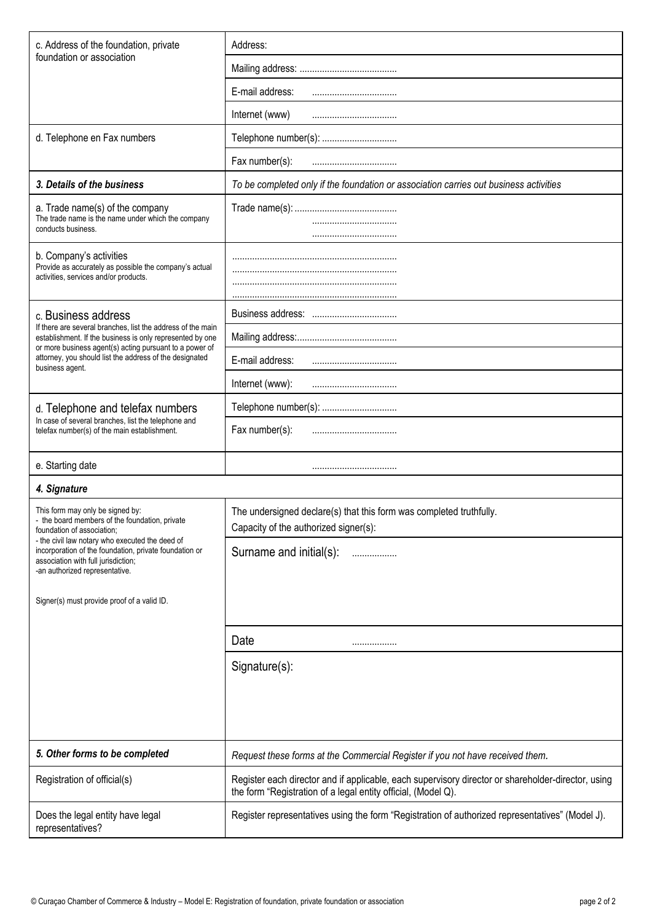| | |
|---|---|
| c. Address of the foundation, private foundation or association | Address: |
| | Mailing address: ....................................... |
| | E-mail address: .................................. |
| | Internet (www) .................................. |
| d. Telephone en Fax numbers | Telephone number(s): .............................. |
| | Fax number(s): .................................. |
| ***3. Details of the business*** | *To be completed only if the foundation or association carries out business activities* |
| a. Trade name(s) of the company<br>The trade name is the name under which the company conducts business. | Trade name(s): .........................................<br>..................................<br>.................................. |
| b. Company's activities<br>Provide as accurately as possible the company's actual activities, services and/or products. | ..................................................................<br>..................................................................<br>..................................................................<br>.................................................................. |
| c. Business address<br>If there are several branches, list the address of the main establishment. If the business is only represented by one or more business agent(s) acting pursuant to a power of attorney, you should list the address of the designated business agent. | Business address: .................................. |
| | Mailing address:........................................ |
| | E-mail address: .................................. |
| | Internet (www): .................................. |
| d. Telephone and telefax numbers<br>In case of several branches, list the telephone and telefax number(s) of the main establishment. | Telephone number(s): .............................. |
| | Fax number(s): .................................. |
| e. Starting date | .................................. |
| ***4. Signature*** | |
| This form may only be signed by:<br>- the board members of the foundation, private foundation of association;<br>- the civil law notary who executed the deed of incorporation of the foundation, private foundation or association with full jurisdiction;<br>-an authorized representative.<br><br>Signer(s) must provide proof of a valid ID. | The undersigned declare(s) that this form was completed truthfully.<br>Capacity of the authorized signer(s): |
| | Surname and initial(s): .................. |
| | Date .................. |
| | Signature(s): |
| ***5. Other forms to be completed*** | *Request these forms at the Commercial Register if you not have received them.* |
| Registration of official(s) | Register each director and if applicable, each supervisory director or shareholder-director, using the form "Registration of a legal entity official, (Model Q). |
| Does the legal entity have legal representatives? | Register representatives using the form "Registration of authorized representatives" (Model J). |

© Curaçao Chamber of Commerce & Industry – Model E: Registration of foundation, private foundation or association